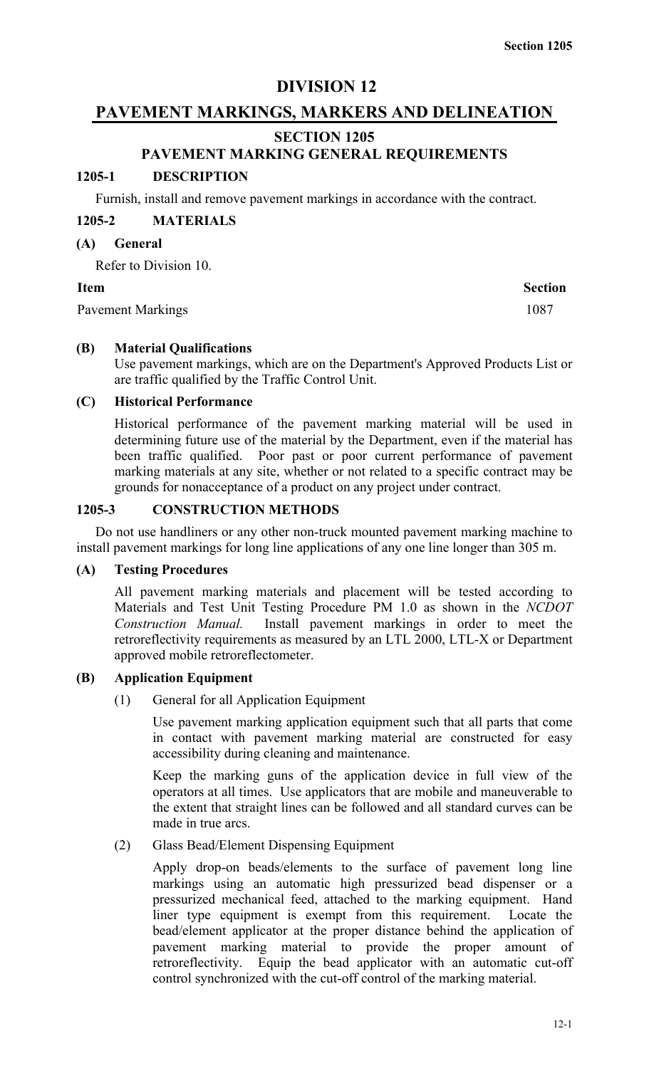# DIVISION 12

# PAVEMENT MARKINGS, MARKERS AND DELINEATION

## SECTION 1205

## PAVEMENT MARKING GENERAL REQUIREMENTS

### 1205-1 DESCRIPTION

Furnish, install and remove pavement markings in accordance with the contract.

### 1205-2 MATERIALS

#### (A) General

Refer to Division 10.

| Item | Section |
|---|---|
| Pavement Markings | 1087 |

#### (B) Material Qualifications

Use pavement markings, which are on the Department's Approved Products List or are traffic qualified by the Traffic Control Unit.

#### (C) Historical Performance

Historical performance of the pavement marking material will be used in determining future use of the material by the Department, even if the material has been traffic qualified. Poor past or poor current performance of pavement marking materials at any site, whether or not related to a specific contract may be grounds for nonacceptance of a product on any project under contract.

### 1205-3 CONSTRUCTION METHODS

Do not use handliners or any other non-truck mounted pavement marking machine to install pavement markings for long line applications of any one line longer than 305 m.

#### (A) Testing Procedures

All pavement marking materials and placement will be tested according to Materials and Test Unit Testing Procedure PM 1.0 as shown in the *NCDOT Construction Manual.* Install pavement markings in order to meet the retroreflectivity requirements as measured by an LTL 2000, LTL-X or Department approved mobile retroreflectometer.

#### (B) Application Equipment

(1) General for all Application Equipment

Use pavement marking application equipment such that all parts that come in contact with pavement marking material are constructed for easy accessibility during cleaning and maintenance.

Keep the marking guns of the application device in full view of the operators at all times. Use applicators that are mobile and maneuverable to the extent that straight lines can be followed and all standard curves can be made in true arcs.

(2) Glass Bead/Element Dispensing Equipment

Apply drop-on beads/elements to the surface of pavement long line markings using an automatic high pressurized bead dispenser or a pressurized mechanical feed, attached to the marking equipment. Hand liner type equipment is exempt from this requirement. Locate the bead/element applicator at the proper distance behind the application of pavement marking material to provide the proper amount of retroreflectivity. Equip the bead applicator with an automatic cut-off control synchronized with the cut-off control of the marking material.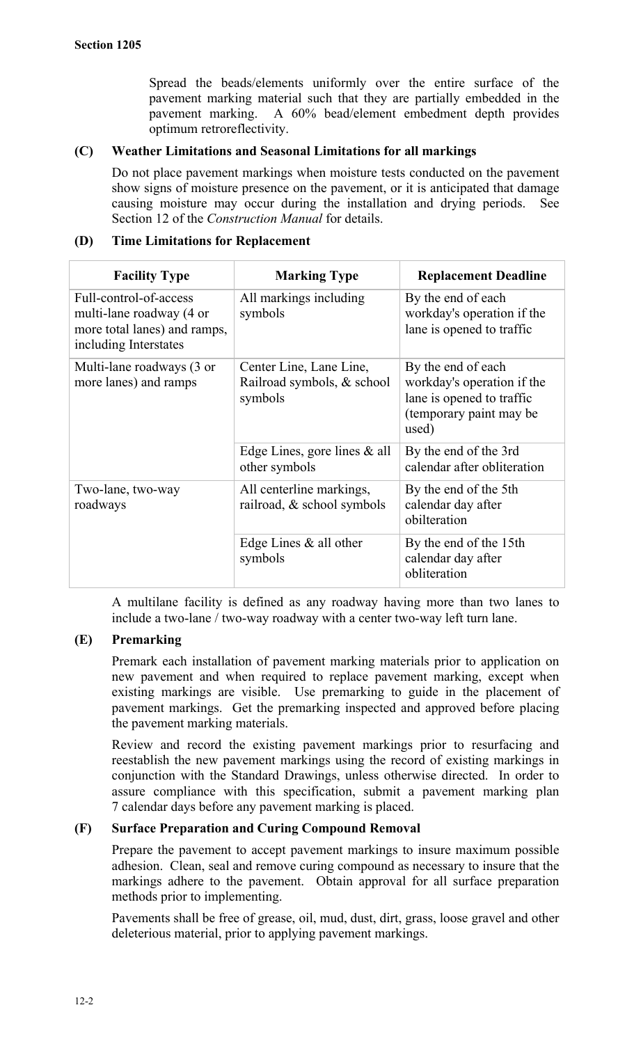Spread the beads/elements uniformly over the entire surface of the pavement marking material such that they are partially embedded in the pavement marking. A 60% bead/element embedment depth provides optimum retroreflectivity.

### (C) Weather Limitations and Seasonal Limitations for all markings

Do not place pavement markings when moisture tests conducted on the pavement show signs of moisture presence on the pavement, or it is anticipated that damage causing moisture may occur during the installation and drying periods. See Section 12 of the *Construction Manual* for details.

### (D) Time Limitations for Replacement

| Facility Type | Marking Type | Replacement Deadline |
|---|---|---|
| Full-control-of-access multi-lane roadway (4 or more total lanes) and ramps, including Interstates | All markings including symbols | By the end of each workday's operation if the lane is opened to traffic |
| Multi-lane roadways (3 or more lanes) and ramps | Center Line, Lane Line, Railroad symbols, & school symbols | By the end of each workday's operation if the lane is opened to traffic (temporary paint may be used) |
| | Edge Lines, gore lines & all other symbols | By the end of the 3rd calendar after obliteration |
| Two-lane, two-way roadways | All centerline markings, railroad, & school symbols | By the end of the 5th calendar day after obilteration |
| | Edge Lines & all other symbols | By the end of the 15th calendar day after obliteration |

A multilane facility is defined as any roadway having more than two lanes to include a two-lane / two-way roadway with a center two-way left turn lane.

### (E) Premarking

Premark each installation of pavement marking materials prior to application on new pavement and when required to replace pavement marking, except when existing markings are visible. Use premarking to guide in the placement of pavement markings. Get the premarking inspected and approved before placing the pavement marking materials.

Review and record the existing pavement markings prior to resurfacing and reestablish the new pavement markings using the record of existing markings in conjunction with the Standard Drawings, unless otherwise directed. In order to assure compliance with this specification, submit a pavement marking plan 7 calendar days before any pavement marking is placed.

### (F) Surface Preparation and Curing Compound Removal

Prepare the pavement to accept pavement markings to insure maximum possible adhesion. Clean, seal and remove curing compound as necessary to insure that the markings adhere to the pavement. Obtain approval for all surface preparation methods prior to implementing.

Pavements shall be free of grease, oil, mud, dust, dirt, grass, loose gravel and other deleterious material, prior to applying pavement markings.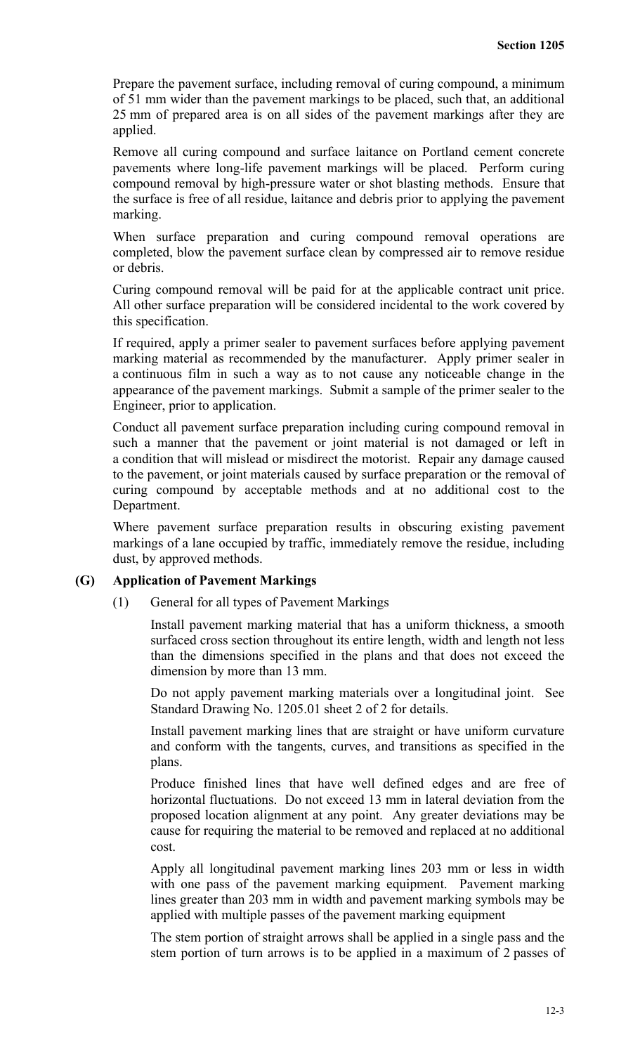Prepare the pavement surface, including removal of curing compound, a minimum of 51 mm wider than the pavement markings to be placed, such that, an additional 25 mm of prepared area is on all sides of the pavement markings after they are applied.

Remove all curing compound and surface laitance on Portland cement concrete pavements where long-life pavement markings will be placed. Perform curing compound removal by high-pressure water or shot blasting methods. Ensure that the surface is free of all residue, laitance and debris prior to applying the pavement marking.

When surface preparation and curing compound removal operations are completed, blow the pavement surface clean by compressed air to remove residue or debris.

Curing compound removal will be paid for at the applicable contract unit price. All other surface preparation will be considered incidental to the work covered by this specification.

If required, apply a primer sealer to pavement surfaces before applying pavement marking material as recommended by the manufacturer. Apply primer sealer in a continuous film in such a way as to not cause any noticeable change in the appearance of the pavement markings. Submit a sample of the primer sealer to the Engineer, prior to application.

Conduct all pavement surface preparation including curing compound removal in such a manner that the pavement or joint material is not damaged or left in a condition that will mislead or misdirect the motorist. Repair any damage caused to the pavement, or joint materials caused by surface preparation or the removal of curing compound by acceptable methods and at no additional cost to the Department.

Where pavement surface preparation results in obscuring existing pavement markings of a lane occupied by traffic, immediately remove the residue, including dust, by approved methods.

**(G) Application of Pavement Markings**

(1) General for all types of Pavement Markings

Install pavement marking material that has a uniform thickness, a smooth surfaced cross section throughout its entire length, width and length not less than the dimensions specified in the plans and that does not exceed the dimension by more than 13 mm.

Do not apply pavement marking materials over a longitudinal joint. See Standard Drawing No. 1205.01 sheet 2 of 2 for details.

Install pavement marking lines that are straight or have uniform curvature and conform with the tangents, curves, and transitions as specified in the plans.

Produce finished lines that have well defined edges and are free of horizontal fluctuations. Do not exceed 13 mm in lateral deviation from the proposed location alignment at any point. Any greater deviations may be cause for requiring the material to be removed and replaced at no additional cost.

Apply all longitudinal pavement marking lines 203 mm or less in width with one pass of the pavement marking equipment. Pavement marking lines greater than 203 mm in width and pavement marking symbols may be applied with multiple passes of the pavement marking equipment

The stem portion of straight arrows shall be applied in a single pass and the stem portion of turn arrows is to be applied in a maximum of 2 passes of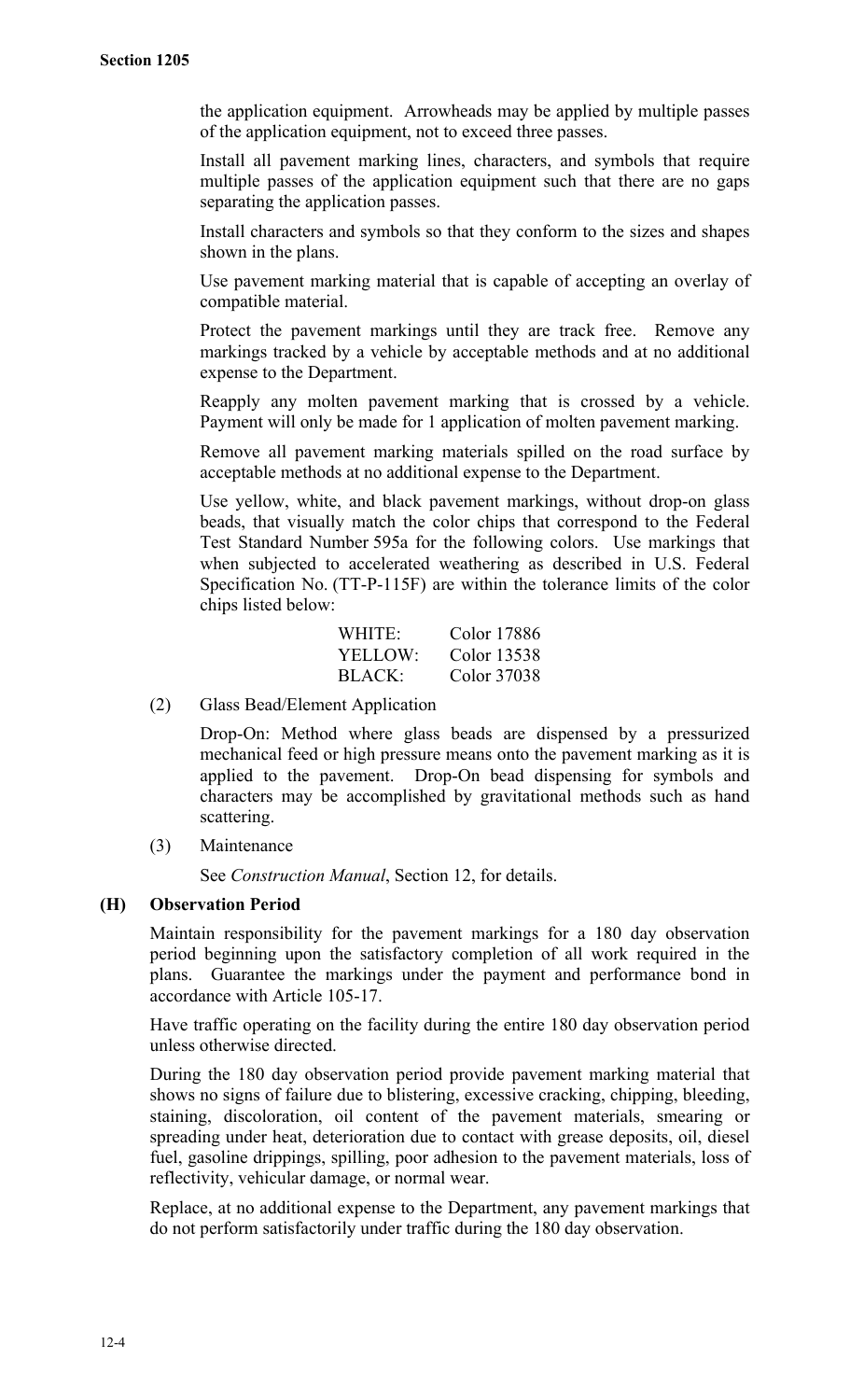the application equipment. Arrowheads may be applied by multiple passes of the application equipment, not to exceed three passes.

Install all pavement marking lines, characters, and symbols that require multiple passes of the application equipment such that there are no gaps separating the application passes.

Install characters and symbols so that they conform to the sizes and shapes shown in the plans.

Use pavement marking material that is capable of accepting an overlay of compatible material.

Protect the pavement markings until they are track free. Remove any markings tracked by a vehicle by acceptable methods and at no additional expense to the Department.

Reapply any molten pavement marking that is crossed by a vehicle. Payment will only be made for 1 application of molten pavement marking.

Remove all pavement marking materials spilled on the road surface by acceptable methods at no additional expense to the Department.

Use yellow, white, and black pavement markings, without drop-on glass beads, that visually match the color chips that correspond to the Federal Test Standard Number 595a for the following colors. Use markings that when subjected to accelerated weathering as described in U.S. Federal Specification No. (TT-P-115F) are within the tolerance limits of the color chips listed below:

| | |
|---|---|
| WHITE: | Color 17886 |
| YELLOW: | Color 13538 |
| BLACK: | Color 37038 |

(2) Glass Bead/Element Application

Drop-On: Method where glass beads are dispensed by a pressurized mechanical feed or high pressure means onto the pavement marking as it is applied to the pavement. Drop-On bead dispensing for symbols and characters may be accomplished by gravitational methods such as hand scattering.

(3) Maintenance

See *Construction Manual*, Section 12, for details.

**(H) Observation Period**

Maintain responsibility for the pavement markings for a 180 day observation period beginning upon the satisfactory completion of all work required in the plans. Guarantee the markings under the payment and performance bond in accordance with Article 105-17.

Have traffic operating on the facility during the entire 180 day observation period unless otherwise directed.

During the 180 day observation period provide pavement marking material that shows no signs of failure due to blistering, excessive cracking, chipping, bleeding, staining, discoloration, oil content of the pavement materials, smearing or spreading under heat, deterioration due to contact with grease deposits, oil, diesel fuel, gasoline drippings, spilling, poor adhesion to the pavement materials, loss of reflectivity, vehicular damage, or normal wear.

Replace, at no additional expense to the Department, any pavement markings that do not perform satisfactorily under traffic during the 180 day observation.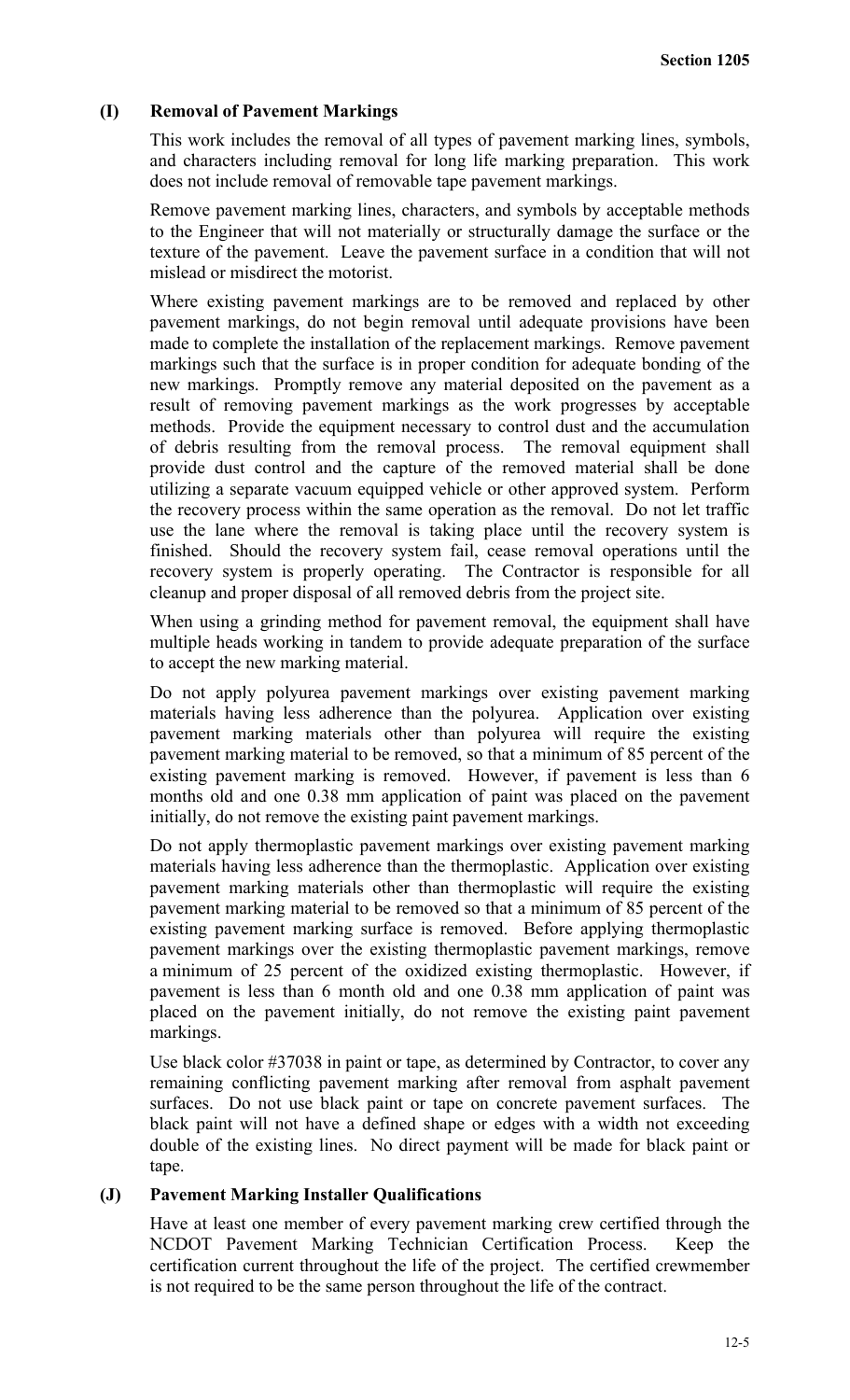### (I) Removal of Pavement Markings

This work includes the removal of all types of pavement marking lines, symbols, and characters including removal for long life marking preparation. This work does not include removal of removable tape pavement markings.

Remove pavement marking lines, characters, and symbols by acceptable methods to the Engineer that will not materially or structurally damage the surface or the texture of the pavement. Leave the pavement surface in a condition that will not mislead or misdirect the motorist.

Where existing pavement markings are to be removed and replaced by other pavement markings, do not begin removal until adequate provisions have been made to complete the installation of the replacement markings. Remove pavement markings such that the surface is in proper condition for adequate bonding of the new markings. Promptly remove any material deposited on the pavement as a result of removing pavement markings as the work progresses by acceptable methods. Provide the equipment necessary to control dust and the accumulation of debris resulting from the removal process. The removal equipment shall provide dust control and the capture of the removed material shall be done utilizing a separate vacuum equipped vehicle or other approved system. Perform the recovery process within the same operation as the removal. Do not let traffic use the lane where the removal is taking place until the recovery system is finished. Should the recovery system fail, cease removal operations until the recovery system is properly operating. The Contractor is responsible for all cleanup and proper disposal of all removed debris from the project site.

When using a grinding method for pavement removal, the equipment shall have multiple heads working in tandem to provide adequate preparation of the surface to accept the new marking material.

Do not apply polyurea pavement markings over existing pavement marking materials having less adherence than the polyurea. Application over existing pavement marking materials other than polyurea will require the existing pavement marking material to be removed, so that a minimum of 85 percent of the existing pavement marking is removed. However, if pavement is less than 6 months old and one 0.38 mm application of paint was placed on the pavement initially, do not remove the existing paint pavement markings.

Do not apply thermoplastic pavement markings over existing pavement marking materials having less adherence than the thermoplastic. Application over existing pavement marking materials other than thermoplastic will require the existing pavement marking material to be removed so that a minimum of 85 percent of the existing pavement marking surface is removed. Before applying thermoplastic pavement markings over the existing thermoplastic pavement markings, remove a minimum of 25 percent of the oxidized existing thermoplastic. However, if pavement is less than 6 month old and one 0.38 mm application of paint was placed on the pavement initially, do not remove the existing paint pavement markings.

Use black color #37038 in paint or tape, as determined by Contractor, to cover any remaining conflicting pavement marking after removal from asphalt pavement surfaces. Do not use black paint or tape on concrete pavement surfaces. The black paint will not have a defined shape or edges with a width not exceeding double of the existing lines. No direct payment will be made for black paint or tape.

### (J) Pavement Marking Installer Qualifications

Have at least one member of every pavement marking crew certified through the NCDOT Pavement Marking Technician Certification Process. Keep the certification current throughout the life of the project. The certified crewmember is not required to be the same person throughout the life of the contract.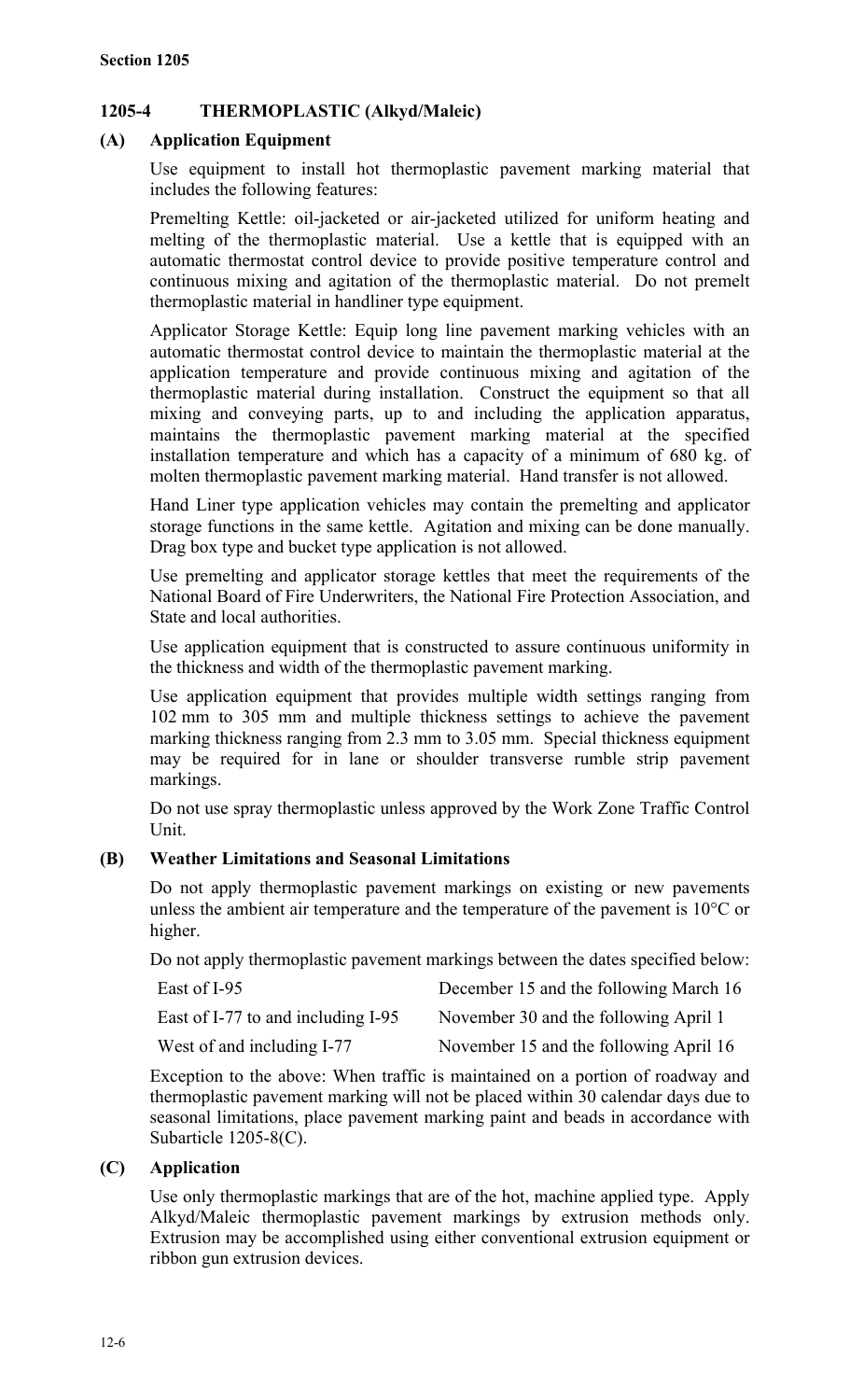## 1205-4 THERMOPLASTIC (Alkyd/Maleic)

### (A) Application Equipment

Use equipment to install hot thermoplastic pavement marking material that includes the following features:

Premelting Kettle: oil-jacketed or air-jacketed utilized for uniform heating and melting of the thermoplastic material. Use a kettle that is equipped with an automatic thermostat control device to provide positive temperature control and continuous mixing and agitation of the thermoplastic material. Do not premelt thermoplastic material in handliner type equipment.

Applicator Storage Kettle: Equip long line pavement marking vehicles with an automatic thermostat control device to maintain the thermoplastic material at the application temperature and provide continuous mixing and agitation of the thermoplastic material during installation. Construct the equipment so that all mixing and conveying parts, up to and including the application apparatus, maintains the thermoplastic pavement marking material at the specified installation temperature and which has a capacity of a minimum of 680 kg. of molten thermoplastic pavement marking material. Hand transfer is not allowed.

Hand Liner type application vehicles may contain the premelting and applicator storage functions in the same kettle. Agitation and mixing can be done manually. Drag box type and bucket type application is not allowed.

Use premelting and applicator storage kettles that meet the requirements of the National Board of Fire Underwriters, the National Fire Protection Association, and State and local authorities.

Use application equipment that is constructed to assure continuous uniformity in the thickness and width of the thermoplastic pavement marking.

Use application equipment that provides multiple width settings ranging from 102 mm to 305 mm and multiple thickness settings to achieve the pavement marking thickness ranging from 2.3 mm to 3.05 mm. Special thickness equipment may be required for in lane or shoulder transverse rumble strip pavement markings.

Do not use spray thermoplastic unless approved by the Work Zone Traffic Control Unit.

### (B) Weather Limitations and Seasonal Limitations

Do not apply thermoplastic pavement markings on existing or new pavements unless the ambient air temperature and the temperature of the pavement is 10°C or higher.

Do not apply thermoplastic pavement markings between the dates specified below:

| | |
|---|---|
| East of I-95 | December 15 and the following March 16 |
| East of I-77 to and including I-95 | November 30 and the following April 1 |
| West of and including I-77 | November 15 and the following April 16 |

Exception to the above: When traffic is maintained on a portion of roadway and thermoplastic pavement marking will not be placed within 30 calendar days due to seasonal limitations, place pavement marking paint and beads in accordance with Subarticle 1205-8(C).

### (C) Application

Use only thermoplastic markings that are of the hot, machine applied type. Apply Alkyd/Maleic thermoplastic pavement markings by extrusion methods only. Extrusion may be accomplished using either conventional extrusion equipment or ribbon gun extrusion devices.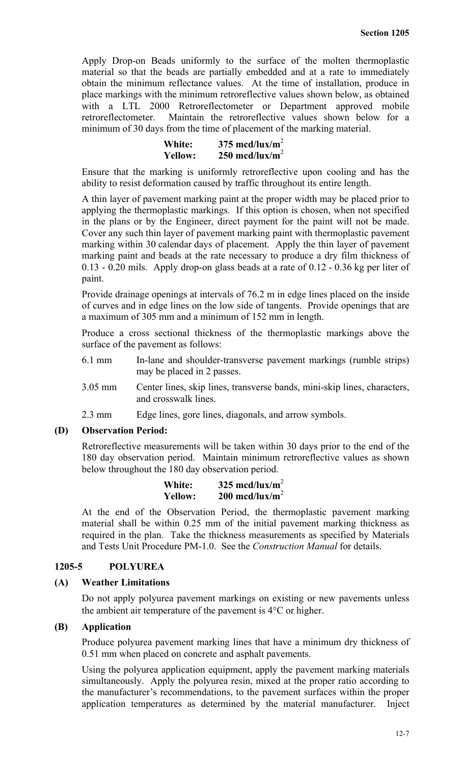Apply Drop-on Beads uniformly to the surface of the molten thermoplastic material so that the beads are partially embedded and at a rate to immediately obtain the minimum reflectance values. At the time of installation, produce in place markings with the minimum retroreflective values shown below, as obtained with a LTL 2000 Retroreflectometer or Department approved mobile retroreflectometer. Maintain the retroreflective values shown below for a minimum of 30 days from the time of placement of the marking material.

**White:** **375 mcd/lux/m$^2$**
**Yellow:** **250 mcd/lux/m$^2$**

Ensure that the marking is uniformly retroreflective upon cooling and has the ability to resist deformation caused by traffic throughout its entire length.

A thin layer of pavement marking paint at the proper width may be placed prior to applying the thermoplastic markings. If this option is chosen, when not specified in the plans or by the Engineer, direct payment for the paint will not be made. Cover any such thin layer of pavement marking paint with thermoplastic pavement marking within 30 calendar days of placement. Apply the thin layer of pavement marking paint and beads at the rate necessary to produce a dry film thickness of 0.13 - 0.20 mils. Apply drop-on glass beads at a rate of 0.12 - 0.36 kg per liter of paint.

Provide drainage openings at intervals of 76.2 m in edge lines placed on the inside of curves and in edge lines on the low side of tangents. Provide openings that are a maximum of 305 mm and a minimum of 152 mm in length.

Produce a cross sectional thickness of the thermoplastic markings above the surface of the pavement as follows:

6.1 mm In-lane and shoulder-transverse pavement markings (rumble strips) may be placed in 2 passes.

3.05 mm Center lines, skip lines, transverse bands, mini-skip lines, characters, and crosswalk lines.

2.3 mm Edge lines, gore lines, diagonals, and arrow symbols.

**(D) Observation Period:**

Retroreflective measurements will be taken within 30 days prior to the end of the 180 day observation period. Maintain minimum retroreflective values as shown below throughout the 180 day observation period.

**White:** **325 mcd/lux/m$^2$**
**Yellow:** **200 mcd/lux/m$^2$**

At the end of the Observation Period, the thermoplastic pavement marking material shall be within 0.25 mm of the initial pavement marking thickness as required in the plan. Take the thickness measurements as specified by Materials and Tests Unit Procedure PM-1.0. See the *Construction Manual* for details.

## 1205-5 POLYUREA

**(A) Weather Limitations**

Do not apply polyurea pavement markings on existing or new pavements unless the ambient air temperature of the pavement is 4°C or higher.

**(B) Application**

Produce polyurea pavement marking lines that have a minimum dry thickness of 0.51 mm when placed on concrete and asphalt pavements.

Using the polyurea application equipment, apply the pavement marking materials simultaneously. Apply the polyurea resin, mixed at the proper ratio according to the manufacturer's recommendations, to the pavement surfaces within the proper application temperatures as determined by the material manufacturer. Inject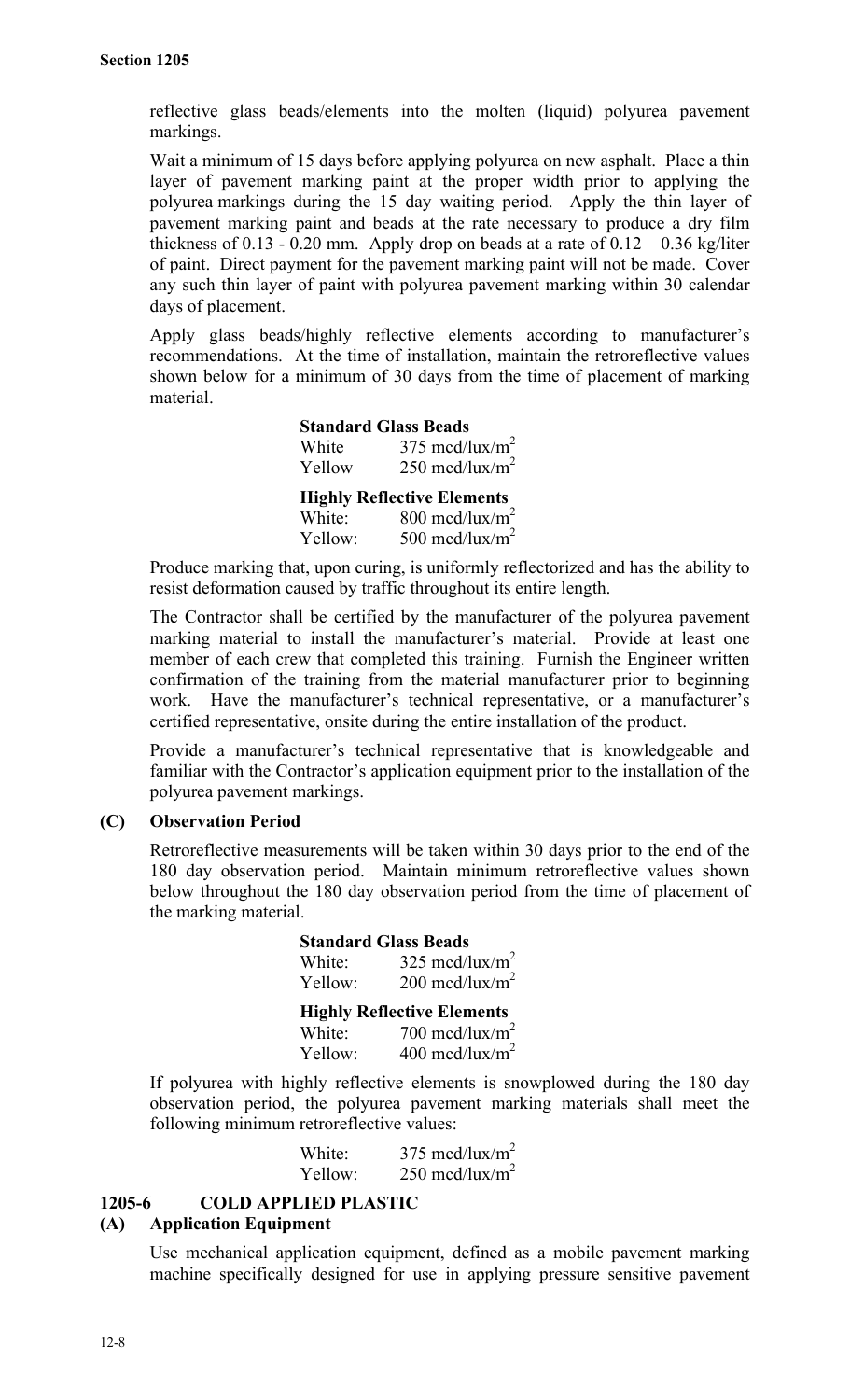reflective glass beads/elements into the molten (liquid) polyurea pavement markings.

Wait a minimum of 15 days before applying polyurea on new asphalt. Place a thin layer of pavement marking paint at the proper width prior to applying the polyurea markings during the 15 day waiting period. Apply the thin layer of pavement marking paint and beads at the rate necessary to produce a dry film thickness of 0.13 - 0.20 mm. Apply drop on beads at a rate of 0.12 – 0.36 kg/liter of paint. Direct payment for the pavement marking paint will not be made. Cover any such thin layer of paint with polyurea pavement marking within 30 calendar days of placement.

Apply glass beads/highly reflective elements according to manufacturer's recommendations. At the time of installation, maintain the retroreflective values shown below for a minimum of 30 days from the time of placement of marking material.

**Standard Glass Beads**

White 375 mcd/lux/$m^2$
Yellow 250 mcd/lux/$m^2$

**Highly Reflective Elements**

White: 800 mcd/lux/$m^2$
Yellow: 500 mcd/lux/$m^2$

Produce marking that, upon curing, is uniformly reflectorized and has the ability to resist deformation caused by traffic throughout its entire length.

The Contractor shall be certified by the manufacturer of the polyurea pavement marking material to install the manufacturer's material. Provide at least one member of each crew that completed this training. Furnish the Engineer written confirmation of the training from the material manufacturer prior to beginning work. Have the manufacturer's technical representative, or a manufacturer's certified representative, onsite during the entire installation of the product.

Provide a manufacturer's technical representative that is knowledgeable and familiar with the Contractor's application equipment prior to the installation of the polyurea pavement markings.

### (C) Observation Period

Retroreflective measurements will be taken within 30 days prior to the end of the 180 day observation period. Maintain minimum retroreflective values shown below throughout the 180 day observation period from the time of placement of the marking material.

**Standard Glass Beads**

White: 325 mcd/lux/$m^2$
Yellow: 200 mcd/lux/$m^2$

**Highly Reflective Elements**

White: 700 mcd/lux/$m^2$
Yellow: 400 mcd/lux/$m^2$

If polyurea with highly reflective elements is snowplowed during the 180 day observation period, the polyurea pavement marking materials shall meet the following minimum retroreflective values:

White: 375 mcd/lux/$m^2$
Yellow: 250 mcd/lux/$m^2$

## 1205-6 COLD APPLIED PLASTIC

### (A) Application Equipment

Use mechanical application equipment, defined as a mobile pavement marking machine specifically designed for use in applying pressure sensitive pavement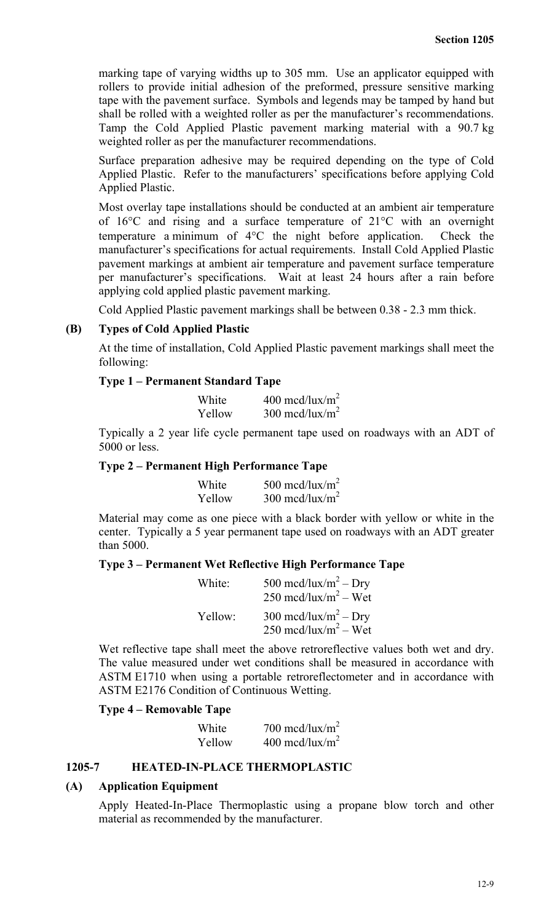marking tape of varying widths up to 305 mm. Use an applicator equipped with rollers to provide initial adhesion of the preformed, pressure sensitive marking tape with the pavement surface. Symbols and legends may be tamped by hand but shall be rolled with a weighted roller as per the manufacturer's recommendations. Tamp the Cold Applied Plastic pavement marking material with a 90.7 kg weighted roller as per the manufacturer recommendations.

Surface preparation adhesive may be required depending on the type of Cold Applied Plastic. Refer to the manufacturers' specifications before applying Cold Applied Plastic.

Most overlay tape installations should be conducted at an ambient air temperature of 16°C and rising and a surface temperature of 21°C with an overnight temperature a minimum of 4°C the night before application. Check the manufacturer's specifications for actual requirements. Install Cold Applied Plastic pavement markings at ambient air temperature and pavement surface temperature per manufacturer's specifications. Wait at least 24 hours after a rain before applying cold applied plastic pavement marking.

Cold Applied Plastic pavement markings shall be between 0.38 - 2.3 mm thick.

**(B) Types of Cold Applied Plastic**

At the time of installation, Cold Applied Plastic pavement markings shall meet the following:

**Type 1 – Permanent Standard Tape**

| | |
|---|---|
| White | 400 mcd/lux/m$^2$ |
| Yellow | 300 mcd/lux/m$^2$ |

Typically a 2 year life cycle permanent tape used on roadways with an ADT of 5000 or less.

**Type 2 – Permanent High Performance Tape**

| | |
|---|---|
| White | 500 mcd/lux/m$^2$ |
| Yellow | 300 mcd/lux/m$^2$ |

Material may come as one piece with a black border with yellow or white in the center. Typically a 5 year permanent tape used on roadways with an ADT greater than 5000.

**Type 3 – Permanent Wet Reflective High Performance Tape**

| | |
|---|---|
| White: | 500 mcd/lux/m$^2$ – Dry<br>250 mcd/lux/m$^2$ – Wet |
| Yellow: | 300 mcd/lux/m$^2$ – Dry<br>250 mcd/lux/m$^2$ – Wet |

Wet reflective tape shall meet the above retroreflective values both wet and dry. The value measured under wet conditions shall be measured in accordance with ASTM E1710 when using a portable retroreflectometer and in accordance with ASTM E2176 Condition of Continuous Wetting.

**Type 4 – Removable Tape**

| | |
|---|---|
| White | 700 mcd/lux/m$^2$ |
| Yellow | 400 mcd/lux/m$^2$ |

## 1205-7 HEATED-IN-PLACE THERMOPLASTIC

**(A) Application Equipment**

Apply Heated-In-Place Thermoplastic using a propane blow torch and other material as recommended by the manufacturer.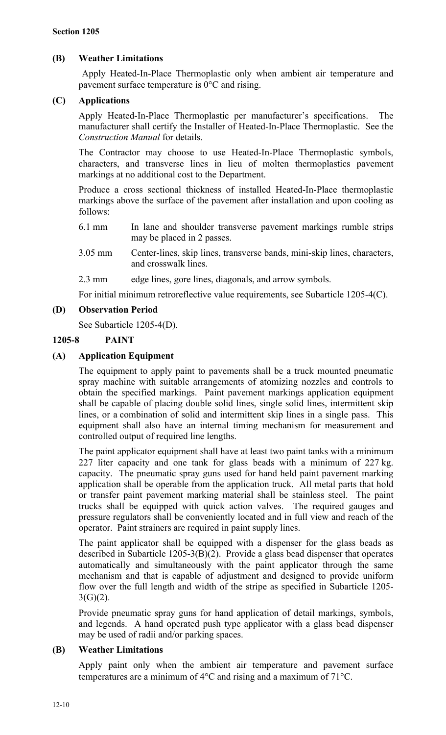**Section 1205**

### (B) Weather Limitations

Apply Heated-In-Place Thermoplastic only when ambient air temperature and pavement surface temperature is 0°C and rising.

### (C) Applications

Apply Heated-In-Place Thermoplastic per manufacturer's specifications. The manufacturer shall certify the Installer of Heated-In-Place Thermoplastic. See the *Construction Manual* for details.

The Contractor may choose to use Heated-In-Place Thermoplastic symbols, characters, and transverse lines in lieu of molten thermoplastics pavement markings at no additional cost to the Department.

Produce a cross sectional thickness of installed Heated-In-Place thermoplastic markings above the surface of the pavement after installation and upon cooling as follows:

| | |
|---|---|
| 6.1 mm | In lane and shoulder transverse pavement markings rumble strips may be placed in 2 passes. |
| 3.05 mm | Center-lines, skip lines, transverse bands, mini-skip lines, characters, and crosswalk lines. |
| 2.3 mm | edge lines, gore lines, diagonals, and arrow symbols. |

For initial minimum retroreflective value requirements, see Subarticle 1205-4(C).

### (D) Observation Period

See Subarticle 1205-4(D).

## 1205-8 PAINT

### (A) Application Equipment

The equipment to apply paint to pavements shall be a truck mounted pneumatic spray machine with suitable arrangements of atomizing nozzles and controls to obtain the specified markings. Paint pavement markings application equipment shall be capable of placing double solid lines, single solid lines, intermittent skip lines, or a combination of solid and intermittent skip lines in a single pass. This equipment shall also have an internal timing mechanism for measurement and controlled output of required line lengths.

The paint applicator equipment shall have at least two paint tanks with a minimum 227 liter capacity and one tank for glass beads with a minimum of 227 kg. capacity. The pneumatic spray guns used for hand held paint pavement marking application shall be operable from the application truck. All metal parts that hold or transfer paint pavement marking material shall be stainless steel. The paint trucks shall be equipped with quick action valves. The required gauges and pressure regulators shall be conveniently located and in full view and reach of the operator. Paint strainers are required in paint supply lines.

The paint applicator shall be equipped with a dispenser for the glass beads as described in Subarticle 1205-3(B)(2). Provide a glass bead dispenser that operates automatically and simultaneously with the paint applicator through the same mechanism and that is capable of adjustment and designed to provide uniform flow over the full length and width of the stripe as specified in Subarticle 1205-3(G)(2).

Provide pneumatic spray guns for hand application of detail markings, symbols, and legends. A hand operated push type applicator with a glass bead dispenser may be used of radii and/or parking spaces.

### (B) Weather Limitations

Apply paint only when the ambient air temperature and pavement surface temperatures are a minimum of 4°C and rising and a maximum of 71°C.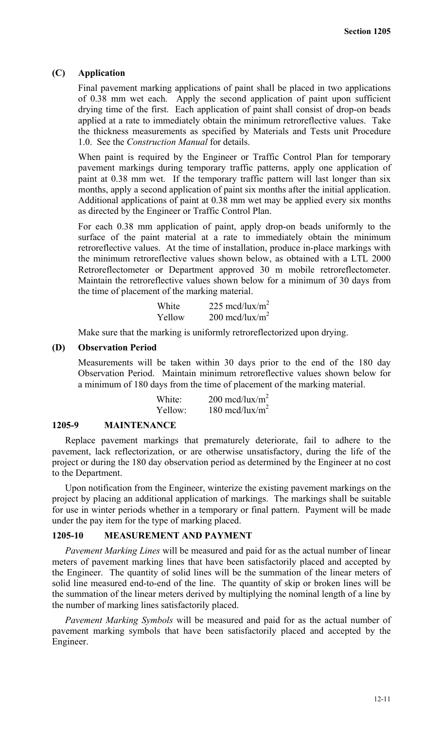### (C) Application

Final pavement marking applications of paint shall be placed in two applications of 0.38 mm wet each. Apply the second application of paint upon sufficient drying time of the first. Each application of paint shall consist of drop-on beads applied at a rate to immediately obtain the minimum retroreflective values. Take the thickness measurements as specified by Materials and Tests unit Procedure 1.0. See the *Construction Manual* for details.

When paint is required by the Engineer or Traffic Control Plan for temporary pavement markings during temporary traffic patterns, apply one application of paint at 0.38 mm wet. If the temporary traffic pattern will last longer than six months, apply a second application of paint six months after the initial application. Additional applications of paint at 0.38 mm wet may be applied every six months as directed by the Engineer or Traffic Control Plan.

For each 0.38 mm application of paint, apply drop-on beads uniformly to the surface of the paint material at a rate to immediately obtain the minimum retroreflective values. At the time of installation, produce in-place markings with the minimum retroreflective values shown below, as obtained with a LTL 2000 Retroreflectometer or Department approved 30 m mobile retroreflectometer. Maintain the retroreflective values shown below for a minimum of 30 days from the time of placement of the marking material.

| | |
|---|---|
| White | 225 mcd/lux/m$^2$ |
| Yellow | 200 mcd/lux/m$^2$ |

Make sure that the marking is uniformly retroreflectorized upon drying.

### (D) Observation Period

Measurements will be taken within 30 days prior to the end of the 180 day Observation Period. Maintain minimum retroreflective values shown below for a minimum of 180 days from the time of placement of the marking material.

| | |
|---|---|
| White: | 200 mcd/lux/m$^2$ |
| Yellow: | 180 mcd/lux/m$^2$ |

## 1205-9 MAINTENANCE

Replace pavement markings that prematurely deteriorate, fail to adhere to the pavement, lack reflectorization, or are otherwise unsatisfactory, during the life of the project or during the 180 day observation period as determined by the Engineer at no cost to the Department.

Upon notification from the Engineer, winterize the existing pavement markings on the project by placing an additional application of markings. The markings shall be suitable for use in winter periods whether in a temporary or final pattern. Payment will be made under the pay item for the type of marking placed.

## 1205-10 MEASUREMENT AND PAYMENT

*Pavement Marking Lines* will be measured and paid for as the actual number of linear meters of pavement marking lines that have been satisfactorily placed and accepted by the Engineer. The quantity of solid lines will be the summation of the linear meters of solid line measured end-to-end of the line. The quantity of skip or broken lines will be the summation of the linear meters derived by multiplying the nominal length of a line by the number of marking lines satisfactorily placed.

*Pavement Marking Symbols* will be measured and paid for as the actual number of pavement marking symbols that have been satisfactorily placed and accepted by the Engineer.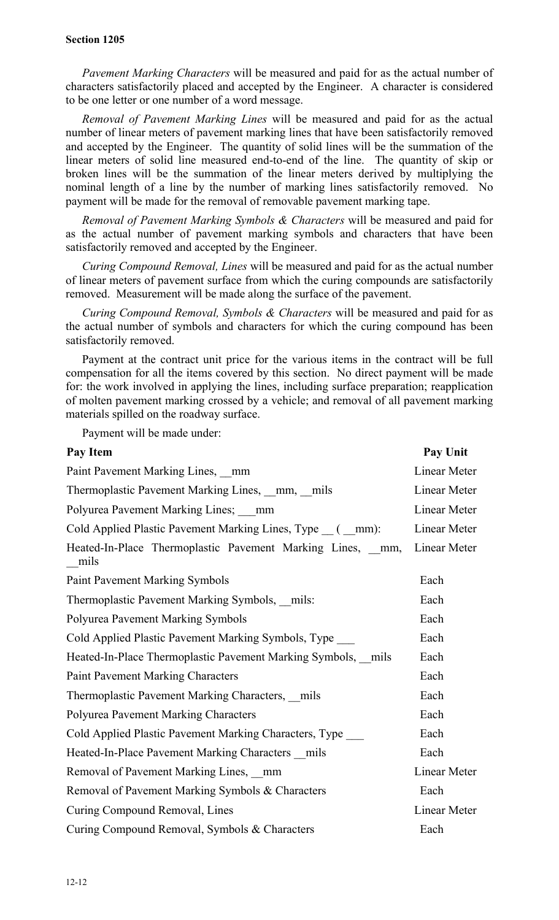**Section 1205**

*Pavement Marking Characters* will be measured and paid for as the actual number of characters satisfactorily placed and accepted by the Engineer. A character is considered to be one letter or one number of a word message.

*Removal of Pavement Marking Lines* will be measured and paid for as the actual number of linear meters of pavement marking lines that have been satisfactorily removed and accepted by the Engineer. The quantity of solid lines will be the summation of the linear meters of solid line measured end-to-end of the line. The quantity of skip or broken lines will be the summation of the linear meters derived by multiplying the nominal length of a line by the number of marking lines satisfactorily removed. No payment will be made for the removal of removable pavement marking tape.

*Removal of Pavement Marking Symbols & Characters* will be measured and paid for as the actual number of pavement marking symbols and characters that have been satisfactorily removed and accepted by the Engineer.

*Curing Compound Removal, Lines* will be measured and paid for as the actual number of linear meters of pavement surface from which the curing compounds are satisfactorily removed. Measurement will be made along the surface of the pavement.

*Curing Compound Removal, Symbols & Characters* will be measured and paid for as the actual number of symbols and characters for which the curing compound has been satisfactorily removed.

Payment at the contract unit price for the various items in the contract will be full compensation for all the items covered by this section. No direct payment will be made for: the work involved in applying the lines, including surface preparation; reapplication of molten pavement marking crossed by a vehicle; and removal of all pavement marking materials spilled on the roadway surface.

Payment will be made under:

| Pay Item | Pay Unit |
|---|---|
| Paint Pavement Marking Lines, __mm | Linear Meter |
| Thermoplastic Pavement Marking Lines, __mm, __mils | Linear Meter |
| Polyurea Pavement Marking Lines; ___mm | Linear Meter |
| Cold Applied Plastic Pavement Marking Lines, Type __ ( __mm): | Linear Meter |
| Heated-In-Place Thermoplastic Pavement Marking Lines, __mm, __mils | Linear Meter |
| Paint Pavement Marking Symbols | Each |
| Thermoplastic Pavement Marking Symbols, __mils: | Each |
| Polyurea Pavement Marking Symbols | Each |
| Cold Applied Plastic Pavement Marking Symbols, Type ___ | Each |
| Heated-In-Place Thermoplastic Pavement Marking Symbols, __mils | Each |
| Paint Pavement Marking Characters | Each |
| Thermoplastic Pavement Marking Characters, __mils | Each |
| Polyurea Pavement Marking Characters | Each |
| Cold Applied Plastic Pavement Marking Characters, Type ___ | Each |
| Heated-In-Place Pavement Marking Characters __mils | Each |
| Removal of Pavement Marking Lines, __mm | Linear Meter |
| Removal of Pavement Marking Symbols & Characters | Each |
| Curing Compound Removal, Lines | Linear Meter |
| Curing Compound Removal, Symbols & Characters | Each |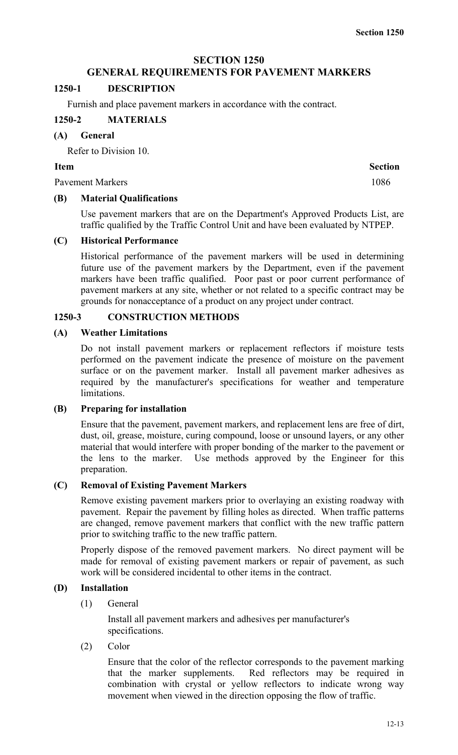# SECTION 1250
# GENERAL REQUIREMENTS FOR PAVEMENT MARKERS

## 1250-1 DESCRIPTION

Furnish and place pavement markers in accordance with the contract.

## 1250-2 MATERIALS

### (A) General

Refer to Division 10.

| Item | Section |
|---|---|
| Pavement Markers | 1086 |

### (B) Material Qualifications

Use pavement markers that are on the Department's Approved Products List, are traffic qualified by the Traffic Control Unit and have been evaluated by NTPEP.

### (C) Historical Performance

Historical performance of the pavement markers will be used in determining future use of the pavement markers by the Department, even if the pavement markers have been traffic qualified. Poor past or poor current performance of pavement markers at any site, whether or not related to a specific contract may be grounds for nonacceptance of a product on any project under contract.

## 1250-3 CONSTRUCTION METHODS

### (A) Weather Limitations

Do not install pavement markers or replacement reflectors if moisture tests performed on the pavement indicate the presence of moisture on the pavement surface or on the pavement marker. Install all pavement marker adhesives as required by the manufacturer's specifications for weather and temperature limitations.

### (B) Preparing for installation

Ensure that the pavement, pavement markers, and replacement lens are free of dirt, dust, oil, grease, moisture, curing compound, loose or unsound layers, or any other material that would interfere with proper bonding of the marker to the pavement or the lens to the marker. Use methods approved by the Engineer for this preparation.

### (C) Removal of Existing Pavement Markers

Remove existing pavement markers prior to overlaying an existing roadway with pavement. Repair the pavement by filling holes as directed. When traffic patterns are changed, remove pavement markers that conflict with the new traffic pattern prior to switching traffic to the new traffic pattern.

Properly dispose of the removed pavement markers. No direct payment will be made for removal of existing pavement markers or repair of pavement, as such work will be considered incidental to other items in the contract.

### (D) Installation

(1) General

Install all pavement markers and adhesives per manufacturer's specifications.

(2) Color

Ensure that the color of the reflector corresponds to the pavement marking that the marker supplements. Red reflectors may be required in combination with crystal or yellow reflectors to indicate wrong way movement when viewed in the direction opposing the flow of traffic.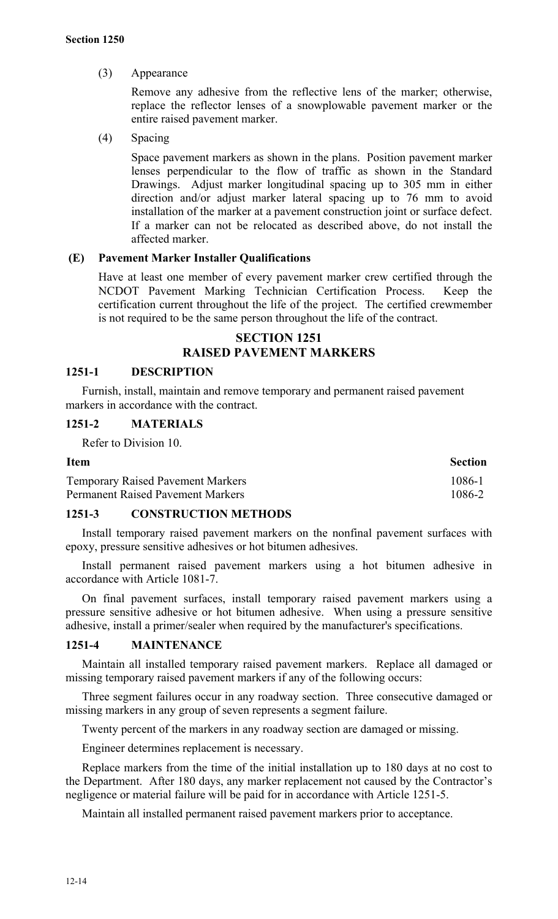(3) Appearance

Remove any adhesive from the reflective lens of the marker; otherwise, replace the reflector lenses of a snowplowable pavement marker or the entire raised pavement marker.

(4) Spacing

Space pavement markers as shown in the plans. Position pavement marker lenses perpendicular to the flow of traffic as shown in the Standard Drawings. Adjust marker longitudinal spacing up to 305 mm in either direction and/or adjust marker lateral spacing up to 76 mm to avoid installation of the marker at a pavement construction joint or surface defect. If a marker can not be relocated as described above, do not install the affected marker.

**(E) Pavement Marker Installer Qualifications**

Have at least one member of every pavement marker crew certified through the NCDOT Pavement Marking Technician Certification Process. Keep the certification current throughout the life of the project. The certified crewmember is not required to be the same person throughout the life of the contract.

## SECTION 1251
## RAISED PAVEMENT MARKERS

### 1251-1 DESCRIPTION

Furnish, install, maintain and remove temporary and permanent raised pavement markers in accordance with the contract.

### 1251-2 MATERIALS

Refer to Division 10.

| Item | Section |
|---|---|
| Temporary Raised Pavement Markers | 1086-1 |
| Permanent Raised Pavement Markers | 1086-2 |

### 1251-3 CONSTRUCTION METHODS

Install temporary raised pavement markers on the nonfinal pavement surfaces with epoxy, pressure sensitive adhesives or hot bitumen adhesives.

Install permanent raised pavement markers using a hot bitumen adhesive in accordance with Article 1081-7.

On final pavement surfaces, install temporary raised pavement markers using a pressure sensitive adhesive or hot bitumen adhesive. When using a pressure sensitive adhesive, install a primer/sealer when required by the manufacturer's specifications.

### 1251-4 MAINTENANCE

Maintain all installed temporary raised pavement markers. Replace all damaged or missing temporary raised pavement markers if any of the following occurs:

Three segment failures occur in any roadway section. Three consecutive damaged or missing markers in any group of seven represents a segment failure.

Twenty percent of the markers in any roadway section are damaged or missing.

Engineer determines replacement is necessary.

Replace markers from the time of the initial installation up to 180 days at no cost to the Department. After 180 days, any marker replacement not caused by the Contractor's negligence or material failure will be paid for in accordance with Article 1251-5.

Maintain all installed permanent raised pavement markers prior to acceptance.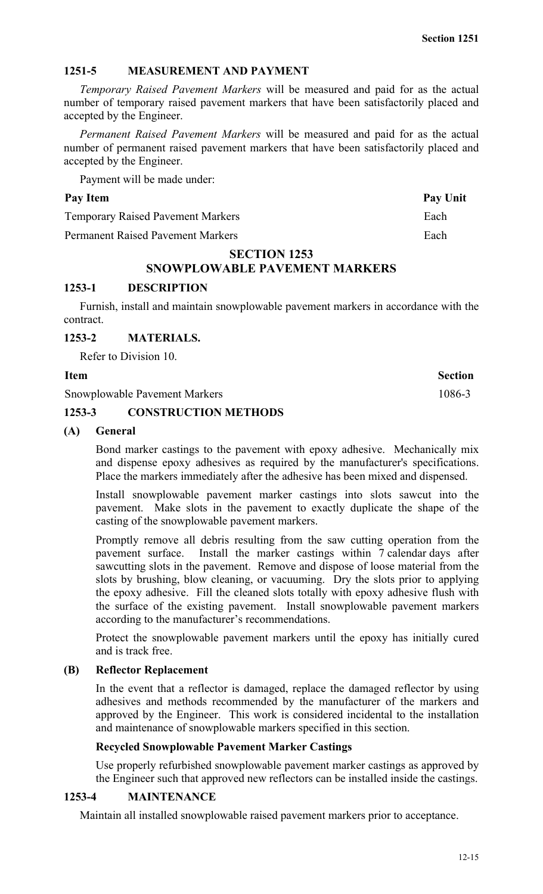### 1251-5 MEASUREMENT AND PAYMENT

*Temporary Raised Pavement Markers* will be measured and paid for as the actual number of temporary raised pavement markers that have been satisfactorily placed and accepted by the Engineer.

*Permanent Raised Pavement Markers* will be measured and paid for as the actual number of permanent raised pavement markers that have been satisfactorily placed and accepted by the Engineer.

Payment will be made under:

| Pay Item | Pay Unit |
|---|---|
| Temporary Raised Pavement Markers | Each |
| Permanent Raised Pavement Markers | Each |

## SECTION 1253
## SNOWPLOWABLE PAVEMENT MARKERS

### 1253-1 DESCRIPTION

Furnish, install and maintain snowplowable pavement markers in accordance with the contract.

### 1253-2 MATERIALS.

Refer to Division 10.

| Item | Section |
|---|---|
| Snowplowable Pavement Markers | 1086-3 |

### 1253-3 CONSTRUCTION METHODS

#### (A) General

Bond marker castings to the pavement with epoxy adhesive. Mechanically mix and dispense epoxy adhesives as required by the manufacturer's specifications. Place the markers immediately after the adhesive has been mixed and dispensed.

Install snowplowable pavement marker castings into slots sawcut into the pavement. Make slots in the pavement to exactly duplicate the shape of the casting of the snowplowable pavement markers.

Promptly remove all debris resulting from the saw cutting operation from the pavement surface. Install the marker castings within 7 calendar days after sawcutting slots in the pavement. Remove and dispose of loose material from the slots by brushing, blow cleaning, or vacuuming. Dry the slots prior to applying the epoxy adhesive. Fill the cleaned slots totally with epoxy adhesive flush with the surface of the existing pavement. Install snowplowable pavement markers according to the manufacturer's recommendations.

Protect the snowplowable pavement markers until the epoxy has initially cured and is track free.

#### (B) Reflector Replacement

In the event that a reflector is damaged, replace the damaged reflector by using adhesives and methods recommended by the manufacturer of the markers and approved by the Engineer. This work is considered incidental to the installation and maintenance of snowplowable markers specified in this section.

**Recycled Snowplowable Pavement Marker Castings**

Use properly refurbished snowplowable pavement marker castings as approved by the Engineer such that approved new reflectors can be installed inside the castings.

### 1253-4 MAINTENANCE

Maintain all installed snowplowable raised pavement markers prior to acceptance.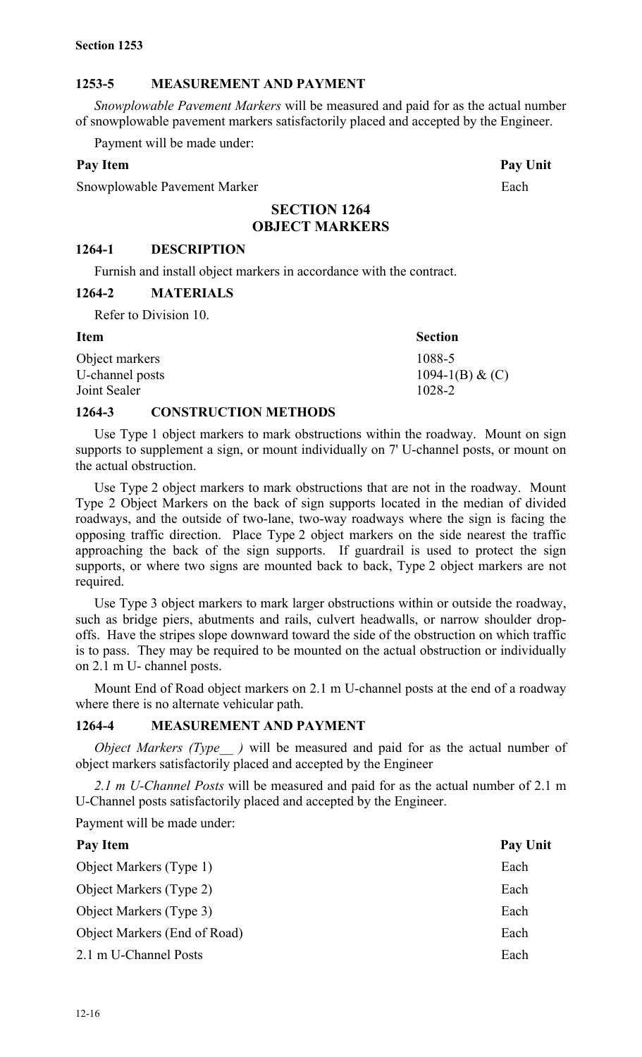## 1253-5 MEASUREMENT AND PAYMENT

*Snowplowable Pavement Markers* will be measured and paid for as the actual number of snowplowable pavement markers satisfactorily placed and accepted by the Engineer.

Payment will be made under:

| Pay Item | Pay Unit |
|---|---|
| Snowplowable Pavement Marker | Each |

# SECTION 1264
# OBJECT MARKERS

## 1264-1 DESCRIPTION

Furnish and install object markers in accordance with the contract.

## 1264-2 MATERIALS

Refer to Division 10.

| Item | Section |
|---|---|
| Object markers | 1088-5 |
| U-channel posts | 1094-1(B) & (C) |
| Joint Sealer | 1028-2 |

## 1264-3 CONSTRUCTION METHODS

Use Type 1 object markers to mark obstructions within the roadway. Mount on sign supports to supplement a sign, or mount individually on 7' U-channel posts, or mount on the actual obstruction.

Use Type 2 object markers to mark obstructions that are not in the roadway. Mount Type 2 Object Markers on the back of sign supports located in the median of divided roadways, and the outside of two-lane, two-way roadways where the sign is facing the opposing traffic direction. Place Type 2 object markers on the side nearest the traffic approaching the back of the sign supports. If guardrail is used to protect the sign supports, or where two signs are mounted back to back, Type 2 object markers are not required.

Use Type 3 object markers to mark larger obstructions within or outside the roadway, such as bridge piers, abutments and rails, culvert headwalls, or narrow shoulder drop-offs. Have the stripes slope downward toward the side of the obstruction on which traffic is to pass. They may be required to be mounted on the actual obstruction or individually on 2.1 m U- channel posts.

Mount End of Road object markers on 2.1 m U-channel posts at the end of a roadway where there is no alternate vehicular path.

## 1264-4 MEASUREMENT AND PAYMENT

*Object Markers (Type__ )* will be measured and paid for as the actual number of object markers satisfactorily placed and accepted by the Engineer

*2.1 m U-Channel Posts* will be measured and paid for as the actual number of 2.1 m U-Channel posts satisfactorily placed and accepted by the Engineer.

Payment will be made under:

| Pay Item | Pay Unit |
|---|---|
| Object Markers (Type 1) | Each |
| Object Markers (Type 2) | Each |
| Object Markers (Type 3) | Each |
| Object Markers (End of Road) | Each |
| 2.1 m U-Channel Posts | Each |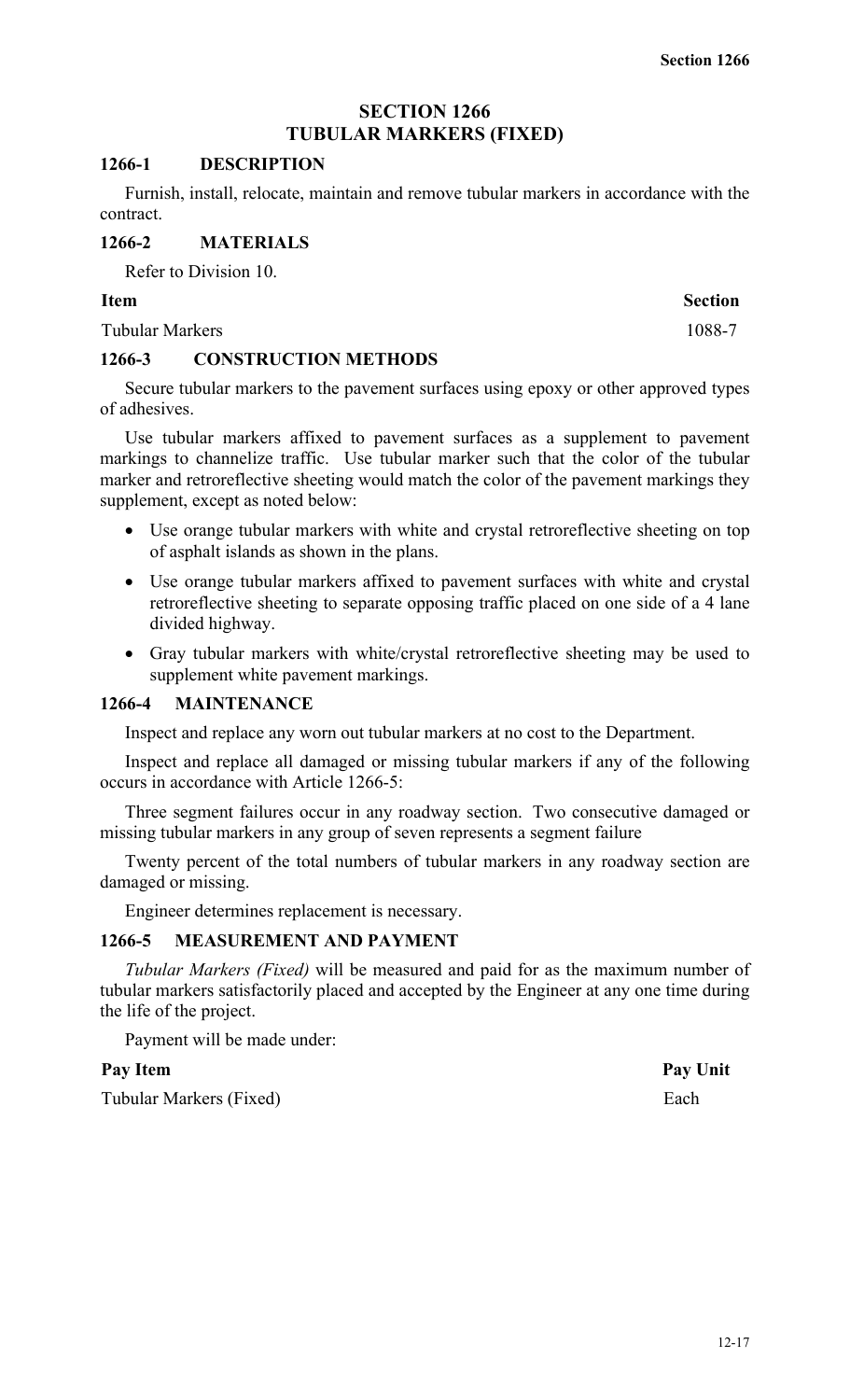# SECTION 1266
# TUBULAR MARKERS (FIXED)

## 1266-1 DESCRIPTION

Furnish, install, relocate, maintain and remove tubular markers in accordance with the contract.

## 1266-2 MATERIALS

Refer to Division 10.

| Item | Section |
| --- | --- |
| Tubular Markers | 1088-7 |

## 1266-3 CONSTRUCTION METHODS

Secure tubular markers to the pavement surfaces using epoxy or other approved types of adhesives.

Use tubular markers affixed to pavement surfaces as a supplement to pavement markings to channelize traffic. Use tubular marker such that the color of the tubular marker and retroreflective sheeting would match the color of the pavement markings they supplement, except as noted below:

- Use orange tubular markers with white and crystal retroreflective sheeting on top of asphalt islands as shown in the plans.
- Use orange tubular markers affixed to pavement surfaces with white and crystal retroreflective sheeting to separate opposing traffic placed on one side of a 4 lane divided highway.
- Gray tubular markers with white/crystal retroreflective sheeting may be used to supplement white pavement markings.

## 1266-4 MAINTENANCE

Inspect and replace any worn out tubular markers at no cost to the Department.

Inspect and replace all damaged or missing tubular markers if any of the following occurs in accordance with Article 1266-5:

Three segment failures occur in any roadway section. Two consecutive damaged or missing tubular markers in any group of seven represents a segment failure

Twenty percent of the total numbers of tubular markers in any roadway section are damaged or missing.

Engineer determines replacement is necessary.

## 1266-5 MEASUREMENT AND PAYMENT

*Tubular Markers (Fixed)* will be measured and paid for as the maximum number of tubular markers satisfactorily placed and accepted by the Engineer at any one time during the life of the project.

Payment will be made under:

| Pay Item | Pay Unit |
| --- | --- |
| Tubular Markers (Fixed) | Each |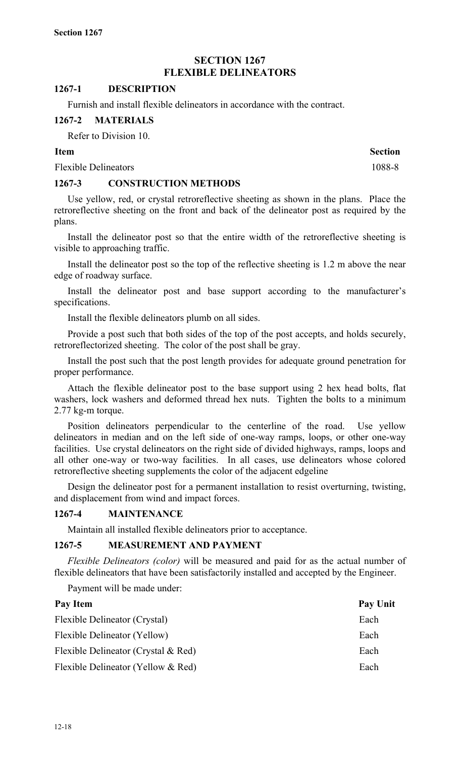# SECTION 1267
# FLEXIBLE DELINEATORS

## 1267-1 DESCRIPTION

Furnish and install flexible delineators in accordance with the contract.

## 1267-2 MATERIALS

Refer to Division 10.

| Item | Section |
|---|---|
| Flexible Delineators | 1088-8 |

## 1267-3 CONSTRUCTION METHODS

Use yellow, red, or crystal retroreflective sheeting as shown in the plans. Place the retroreflective sheeting on the front and back of the delineator post as required by the plans.

Install the delineator post so that the entire width of the retroreflective sheeting is visible to approaching traffic.

Install the delineator post so the top of the reflective sheeting is 1.2 m above the near edge of roadway surface.

Install the delineator post and base support according to the manufacturer's specifications.

Install the flexible delineators plumb on all sides.

Provide a post such that both sides of the top of the post accepts, and holds securely, retroreflectorized sheeting. The color of the post shall be gray.

Install the post such that the post length provides for adequate ground penetration for proper performance.

Attach the flexible delineator post to the base support using 2 hex head bolts, flat washers, lock washers and deformed thread hex nuts. Tighten the bolts to a minimum 2.77 kg-m torque.

Position delineators perpendicular to the centerline of the road. Use yellow delineators in median and on the left side of one-way ramps, loops, or other one-way facilities. Use crystal delineators on the right side of divided highways, ramps, loops and all other one-way or two-way facilities. In all cases, use delineators whose colored retroreflective sheeting supplements the color of the adjacent edgeline

Design the delineator post for a permanent installation to resist overturning, twisting, and displacement from wind and impact forces.

## 1267-4 MAINTENANCE

Maintain all installed flexible delineators prior to acceptance.

## 1267-5 MEASUREMENT AND PAYMENT

*Flexible Delineators (color)* will be measured and paid for as the actual number of flexible delineators that have been satisfactorily installed and accepted by the Engineer.

Payment will be made under:

| Pay Item | Pay Unit |
|---|---|
| Flexible Delineator (Crystal) | Each |
| Flexible Delineator (Yellow) | Each |
| Flexible Delineator (Crystal & Red) | Each |
| Flexible Delineator (Yellow & Red) | Each |